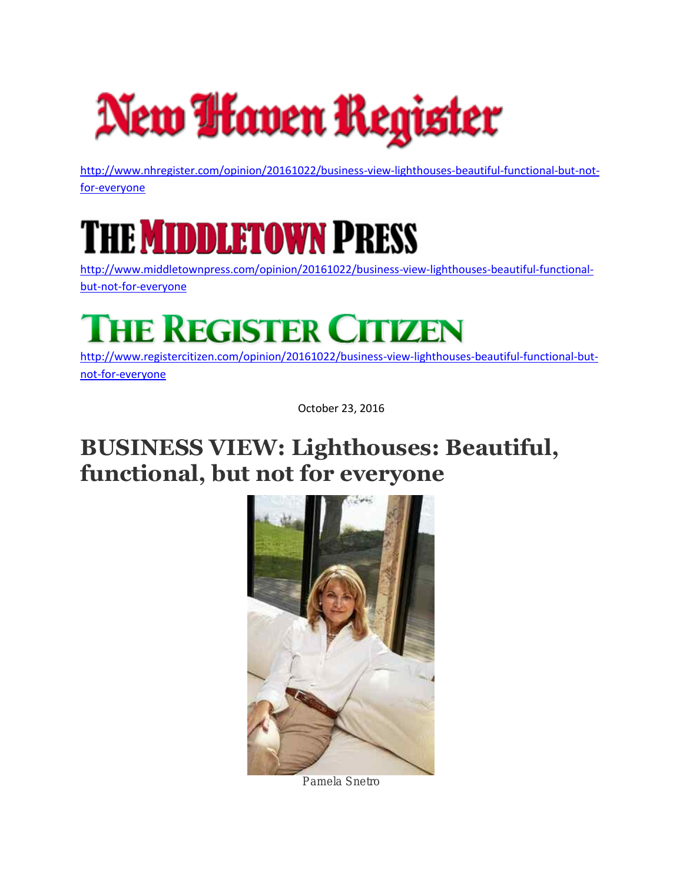New Haven Register

http://www.nhregister.com/opinion/20161022/business-view-lighthouses-beautiful-functional-but-not-for-everyone

THE MIDDLETOWN PRESS

http://www.middletownpress.com/opinion/20161022/business-view-lighthouses-beautiful-functional-but-not-for-everyone

THE REGISTER CITIZEN

http://www.registercitizen.com/opinion/20161022/business-view-lighthouses-beautiful-functional-but-not-for-everyone

October 23, 2016

# BUSINESS VIEW: Lighthouses: Beautiful, functional, but not for everyone

*Pamela Snetro*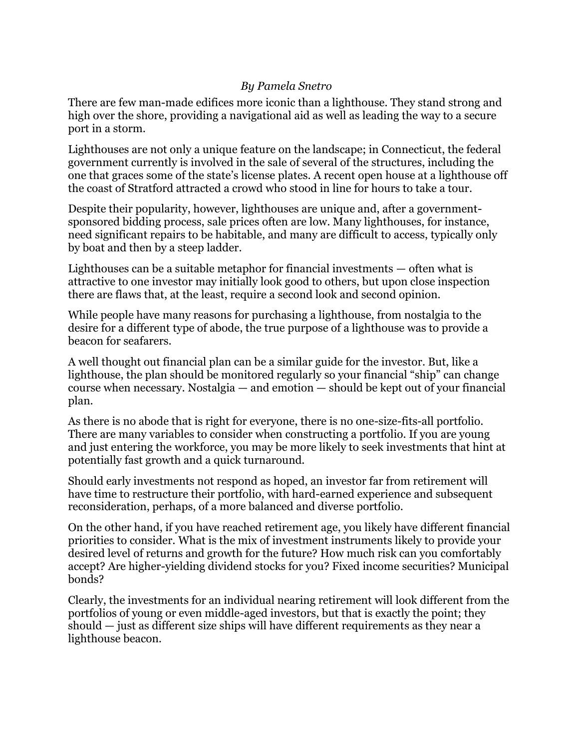*By Pamela Snetro*

There are few man-made edifices more iconic than a lighthouse. They stand strong and high over the shore, providing a navigational aid as well as leading the way to a secure port in a storm.

Lighthouses are not only a unique feature on the landscape; in Connecticut, the federal government currently is involved in the sale of several of the structures, including the one that graces some of the state's license plates. A recent open house at a lighthouse off the coast of Stratford attracted a crowd who stood in line for hours to take a tour.

Despite their popularity, however, lighthouses are unique and, after a government-sponsored bidding process, sale prices often are low. Many lighthouses, for instance, need significant repairs to be habitable, and many are difficult to access, typically only by boat and then by a steep ladder.

Lighthouses can be a suitable metaphor for financial investments — often what is attractive to one investor may initially look good to others, but upon close inspection there are flaws that, at the least, require a second look and second opinion.

While people have many reasons for purchasing a lighthouse, from nostalgia to the desire for a different type of abode, the true purpose of a lighthouse was to provide a beacon for seafarers.

A well thought out financial plan can be a similar guide for the investor. But, like a lighthouse, the plan should be monitored regularly so your financial "ship" can change course when necessary. Nostalgia — and emotion — should be kept out of your financial plan.

As there is no abode that is right for everyone, there is no one-size-fits-all portfolio. There are many variables to consider when constructing a portfolio. If you are young and just entering the workforce, you may be more likely to seek investments that hint at potentially fast growth and a quick turnaround.

Should early investments not respond as hoped, an investor far from retirement will have time to restructure their portfolio, with hard-earned experience and subsequent reconsideration, perhaps, of a more balanced and diverse portfolio.

On the other hand, if you have reached retirement age, you likely have different financial priorities to consider. What is the mix of investment instruments likely to provide your desired level of returns and growth for the future? How much risk can you comfortably accept? Are higher-yielding dividend stocks for you? Fixed income securities? Municipal bonds?

Clearly, the investments for an individual nearing retirement will look different from the portfolios of young or even middle-aged investors, but that is exactly the point; they should — just as different size ships will have different requirements as they near a lighthouse beacon.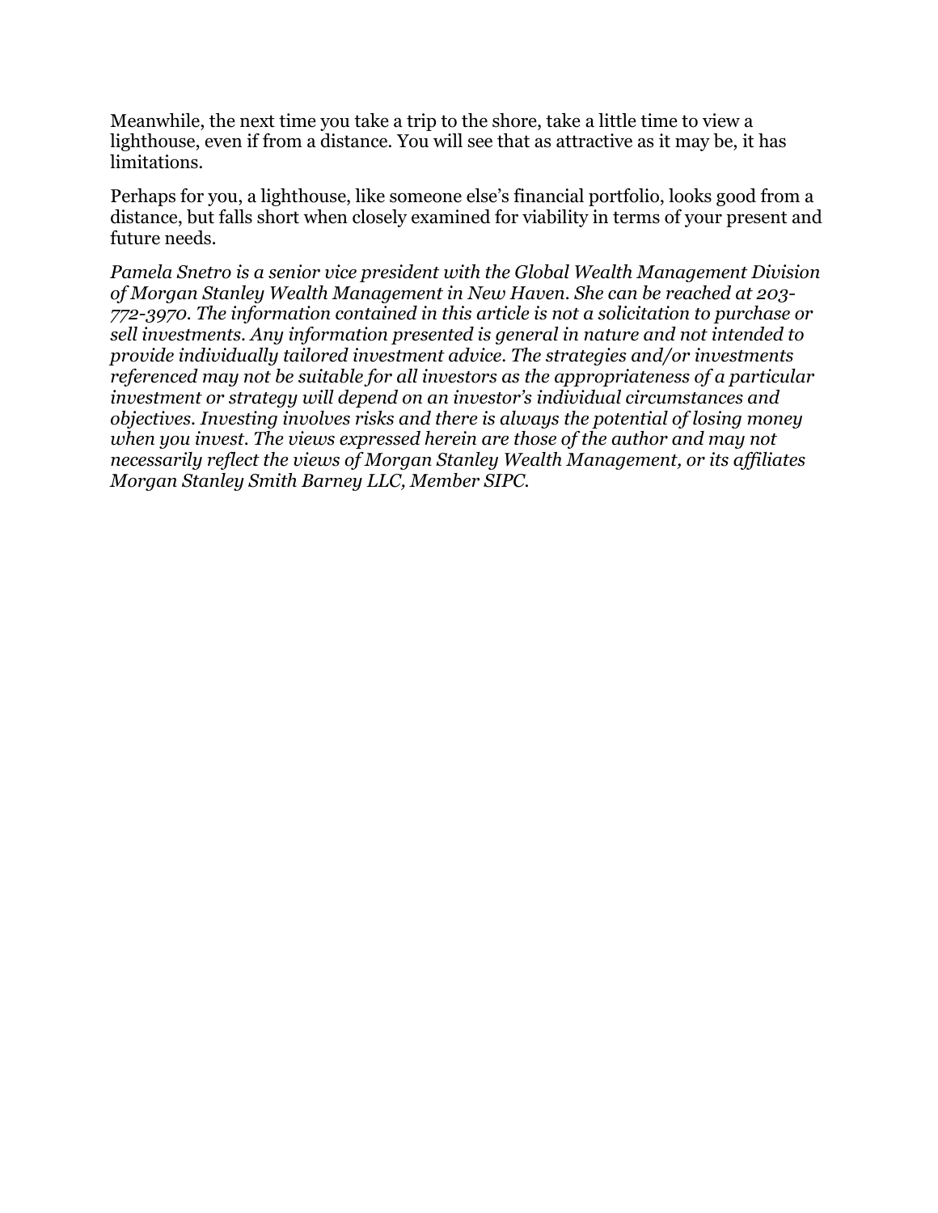Meanwhile, the next time you take a trip to the shore, take a little time to view a lighthouse, even if from a distance. You will see that as attractive as it may be, it has limitations.

Perhaps for you, a lighthouse, like someone else's financial portfolio, looks good from a distance, but falls short when closely examined for viability in terms of your present and future needs.

*Pamela Snetro is a senior vice president with the Global Wealth Management Division of Morgan Stanley Wealth Management in New Haven. She can be reached at 203-772-3970. The information contained in this article is not a solicitation to purchase or sell investments. Any information presented is general in nature and not intended to provide individually tailored investment advice. The strategies and/or investments referenced may not be suitable for all investors as the appropriateness of a particular investment or strategy will depend on an investor's individual circumstances and objectives. Investing involves risks and there is always the potential of losing money when you invest. The views expressed herein are those of the author and may not necessarily reflect the views of Morgan Stanley Wealth Management, or its affiliates Morgan Stanley Smith Barney LLC, Member SIPC.*